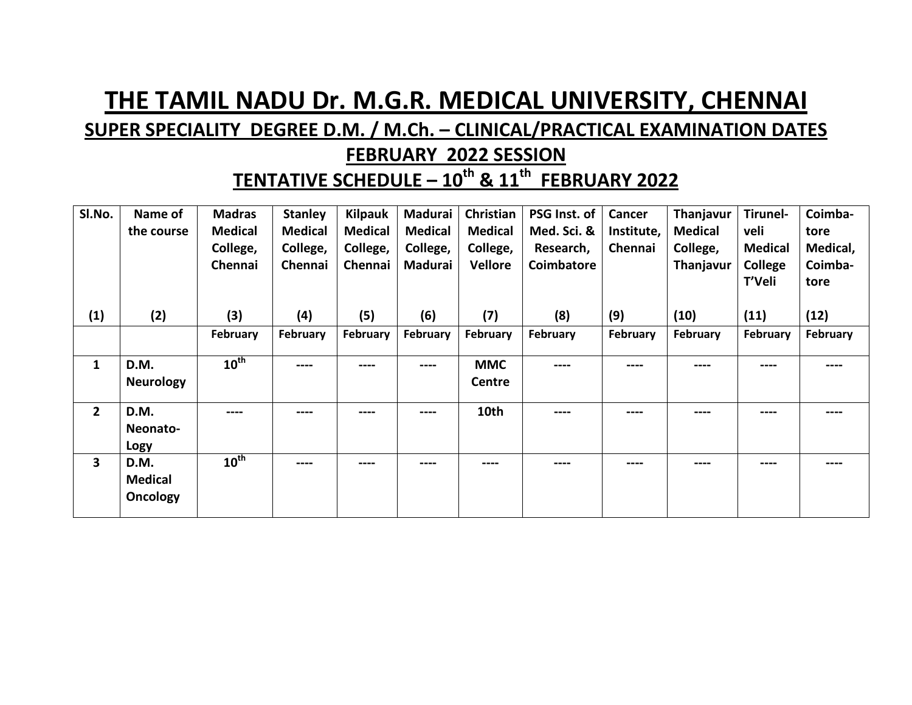# THE TAMIL NADU Dr. M.G.R. MEDICAL UNIVERSITY, CHENNAI

## SUPER SPECIALITY DEGREE D.M. / M.Ch. – CLINICAL/PRACTICAL EXAMINATION DATES

## FEBRUARY 2022 SESSION

## TENTATIVE SCHEDULE – 10th & 11th FEBRUARY 2022

| Sl.No. | Name of the course | Madras Medical College, Chennai | Stanley Medical College, Chennai | Kilpauk Medical College, Chennai | Madurai Medical College, Madurai | Christian Medical College, Vellore | PSG Inst. of Med. Sci. & Research, Coimbatore | Cancer Institute, Chennai | Thanjavur Medical College, Thanjavur | Tirunel-veli Medical College T'Veli | Coimba-tore Medical, Coimba-tore |
|---|---|---|---|---|---|---|---|---|---|---|---|
| (1) | (2) | (3) | (4) | (5) | (6) | (7) | (8) | (9) | (10) | (11) | (12) |
| | | February | February | February | February | February | February | February | February | February | February |
| 1 | D.M. Neurology | 10th | ---- | ---- | ---- | MMC Centre | ---- | ---- | ---- | ---- | ---- |
| 2 | D.M. Neonato-Logy | ---- | ---- | ---- | ---- | 10th | ---- | ---- | ---- | ---- | ---- |
| 3 | D.M. Medical Oncology | 10th | ---- | ---- | ---- | ---- | ---- | ---- | ---- | ---- | ---- |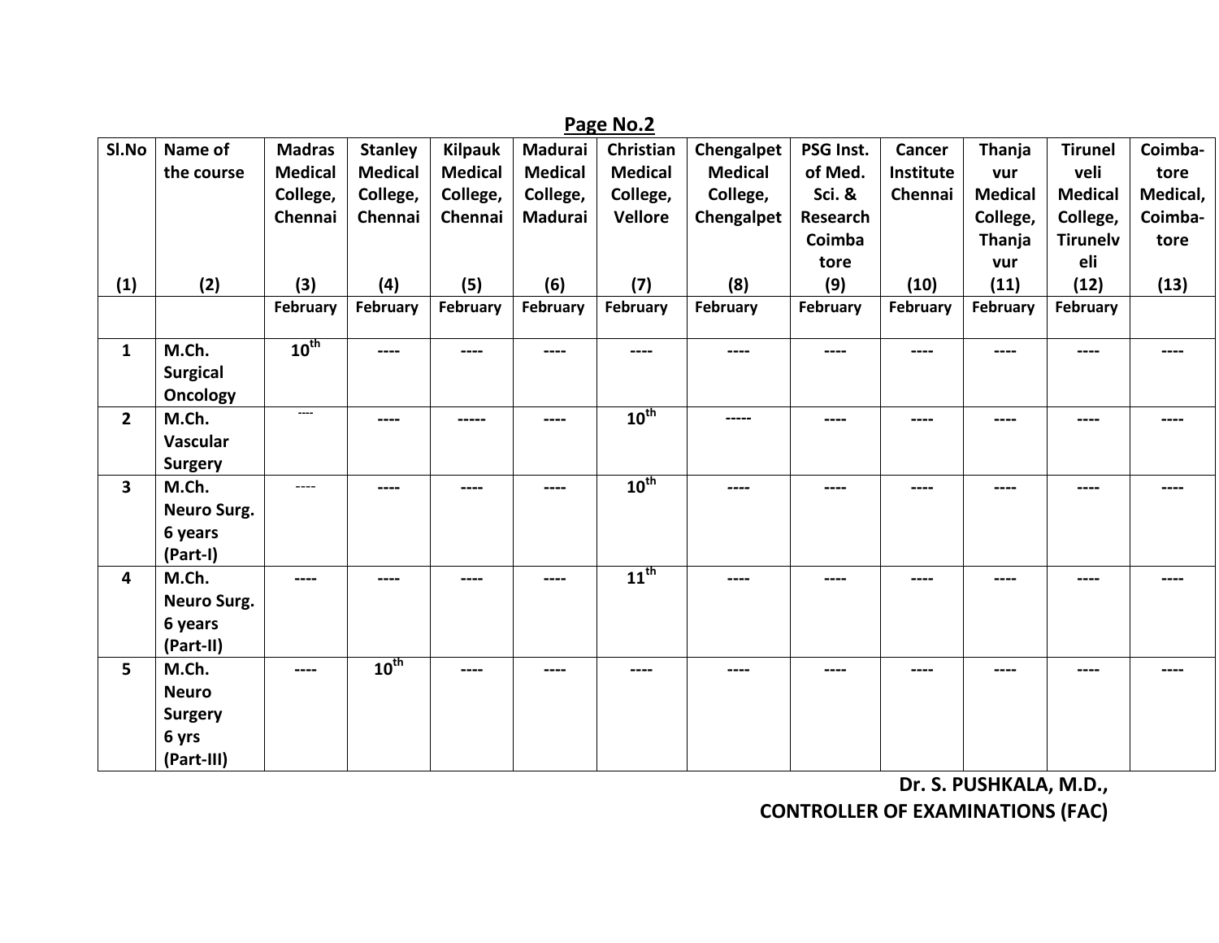**Page No.2**

| Sl.No (1) | Name of the course (2) | Madras Medical College, Chennai (3) | Stanley Medical College, Chennai (4) | Kilpauk Medical College, Chennai (5) | Madurai Medical College, Madurai (6) | Christian Medical College, Vellore (7) | Chengalpet Medical College, Chengalpet (8) | PSG Inst. of Med. Sci. & Research Coimbatore (9) | Cancer Institute Chennai (10) | Thanjavur Medical College, Thanjavur (11) | Tirunelveli Medical College, Tirunelveli (12) | Coimbatore Medical, Coimbatore (13) |
|---|---|---|---|---|---|---|---|---|---|---|---|---|
| | | February | February | February | February | February | February | February | February | February | February | |
| 1 | M.Ch. Surgical Oncology | 10th | ---- | ---- | ---- | ---- | ---- | ---- | ---- | ---- | ---- | ---- |
| 2 | M.Ch. Vascular Surgery | ---- | ---- | ----- | ---- | 10th | ----- | ---- | ---- | ---- | ---- | ---- |
| 3 | M.Ch. Neuro Surg. 6 years (Part-I) | ---- | ---- | ---- | ---- | 10th | ---- | ---- | ---- | ---- | ---- | ---- |
| 4 | M.Ch. Neuro Surg. 6 years (Part-II) | ---- | ---- | ---- | ---- | 11th | ---- | ---- | ---- | ---- | ---- | ---- |
| 5 | M.Ch. Neuro Surgery 6 yrs (Part-III) | ---- | 10th | ---- | ---- | ---- | ---- | ---- | ---- | ---- | ---- | ---- |

**Dr. S. PUSHKALA, M.D.,**
**CONTROLLER OF EXAMINATIONS (FAC)**